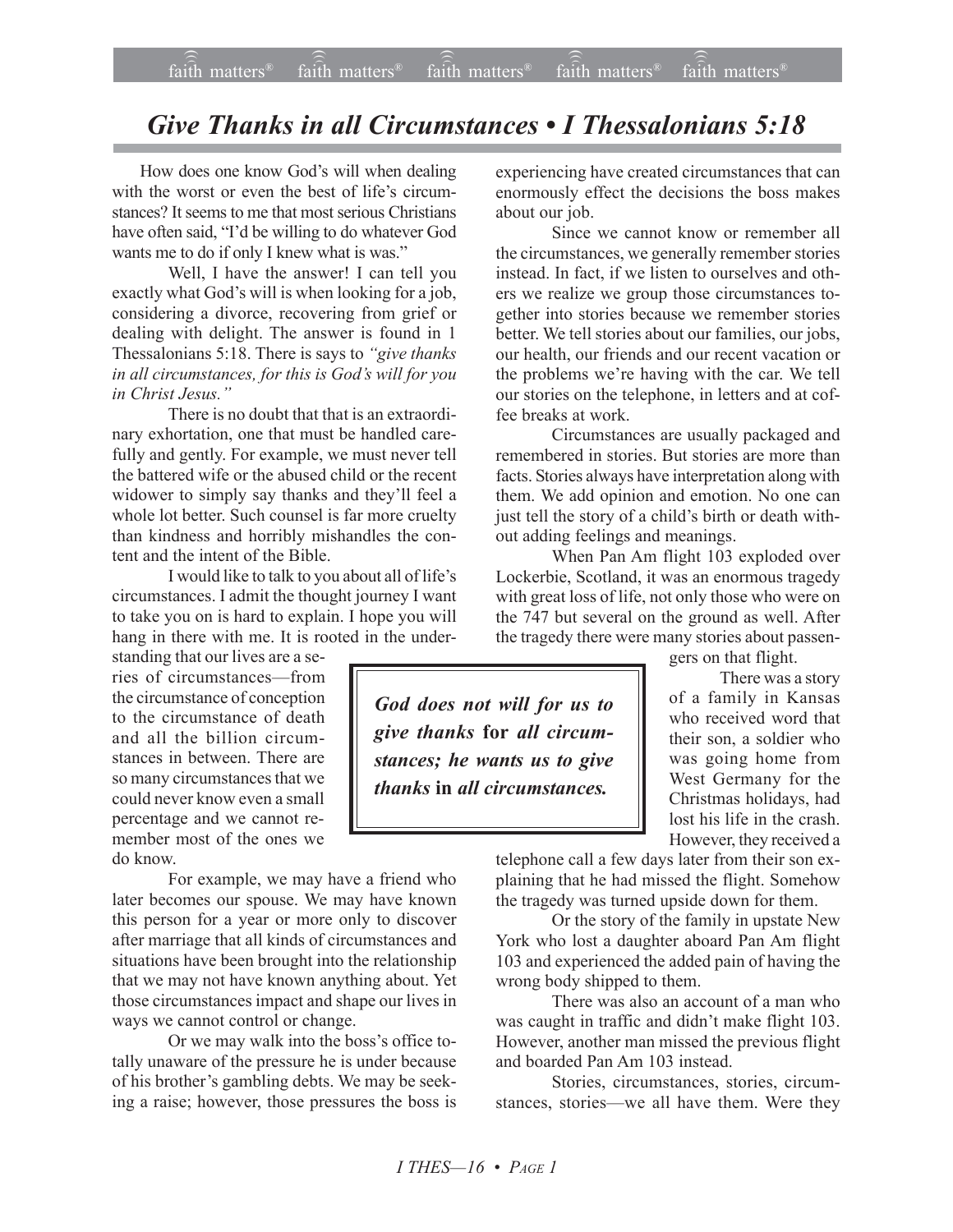# *Give Thanks in all Circumstances • I Thessalonians 5:18*

How does one know God's will when dealing with the worst or even the best of life's circumstances? It seems to me that most serious Christians have often said, "I'd be willing to do whatever God wants me to do if only I knew what is was."

Well, I have the answer! I can tell you exactly what God's will is when looking for a job, considering a divorce, recovering from grief or dealing with delight. The answer is found in 1 Thessalonians 5:18. There is says to *"give thanks in all circumstances, for this is God's will for you in Christ Jesus."*

There is no doubt that that is an extraordinary exhortation, one that must be handled carefully and gently. For example, we must never tell the battered wife or the abused child or the recent widower to simply say thanks and they'll feel a whole lot better. Such counsel is far more cruelty than kindness and horribly mishandles the content and the intent of the Bible.

I would like to talk to you about all of life's circumstances. I admit the thought journey I want to take you on is hard to explain. I hope you will hang in there with me. It is rooted in the understanding that our lives are a series of circumstances—from the circumstance of conception to the circumstance of death and all the billion circumstances in between. There are so many circumstances that we could never know even a small percentage and we cannot remember most of the ones we do know.

> ***God does not will for us to give thanks* for *all circumstances; he wants us to give thanks* in *all circumstances.***

For example, we may have a friend who later becomes our spouse. We may have known this person for a year or more only to discover after marriage that all kinds of circumstances and situations have been brought into the relationship that we may not have known anything about. Yet those circumstances impact and shape our lives in ways we cannot control or change.

Or we may walk into the boss's office totally unaware of the pressure he is under because of his brother's gambling debts. We may be seeking a raise; however, those pressures the boss is experiencing have created circumstances that can enormously effect the decisions the boss makes about our job.

Since we cannot know or remember all the circumstances, we generally remember stories instead. In fact, if we listen to ourselves and others we realize we group those circumstances together into stories because we remember stories better. We tell stories about our families, our jobs, our health, our friends and our recent vacation or the problems we're having with the car. We tell our stories on the telephone, in letters and at coffee breaks at work.

Circumstances are usually packaged and remembered in stories. But stories are more than facts. Stories always have interpretation along with them. We add opinion and emotion. No one can just tell the story of a child's birth or death without adding feelings and meanings.

When Pan Am flight 103 exploded over Lockerbie, Scotland, it was an enormous tragedy with great loss of life, not only those who were on the 747 but several on the ground as well. After the tragedy there were many stories about passengers on that flight.

There was a story of a family in Kansas who received word that their son, a soldier who was going home from West Germany for the Christmas holidays, had lost his life in the crash. However, they received a telephone call a few days later from their son explaining that he had missed the flight. Somehow the tragedy was turned upside down for them.

Or the story of the family in upstate New York who lost a daughter aboard Pan Am flight 103 and experienced the added pain of having the wrong body shipped to them.

There was also an account of a man who was caught in traffic and didn't make flight 103. However, another man missed the previous flight and boarded Pan Am 103 instead.

Stories, circumstances, stories, circumstances, stories—we all have them. Were they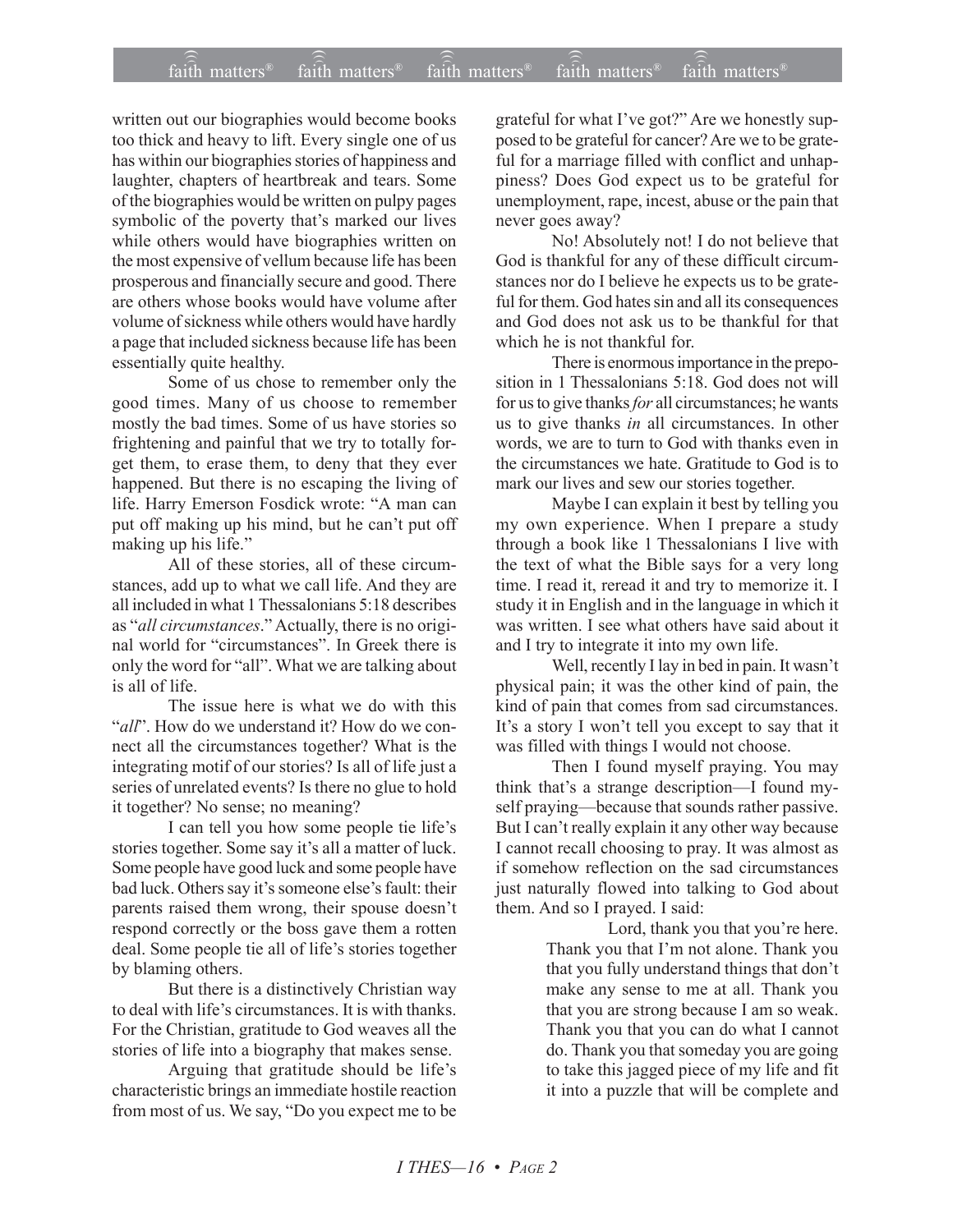written out our biographies would become books too thick and heavy to lift. Every single one of us has within our biographies stories of happiness and laughter, chapters of heartbreak and tears. Some of the biographies would be written on pulpy pages symbolic of the poverty that's marked our lives while others would have biographies written on the most expensive of vellum because life has been prosperous and financially secure and good. There are others whose books would have volume after volume of sickness while others would have hardly a page that included sickness because life has been essentially quite healthy.

Some of us chose to remember only the good times. Many of us choose to remember mostly the bad times. Some of us have stories so frightening and painful that we try to totally forget them, to erase them, to deny that they ever happened. But there is no escaping the living of life. Harry Emerson Fosdick wrote: "A man can put off making up his mind, but he can't put off making up his life."

All of these stories, all of these circumstances, add up to what we call life. And they are all included in what 1 Thessalonians 5:18 describes as "*all circumstances*." Actually, there is no original world for "circumstances". In Greek there is only the word for "all". What we are talking about is all of life.

The issue here is what we do with this "*all*". How do we understand it? How do we connect all the circumstances together? What is the integrating motif of our stories? Is all of life just a series of unrelated events? Is there no glue to hold it together? No sense; no meaning?

I can tell you how some people tie life's stories together. Some say it's all a matter of luck. Some people have good luck and some people have bad luck. Others say it's someone else's fault: their parents raised them wrong, their spouse doesn't respond correctly or the boss gave them a rotten deal. Some people tie all of life's stories together by blaming others.

But there is a distinctively Christian way to deal with life's circumstances. It is with thanks. For the Christian, gratitude to God weaves all the stories of life into a biography that makes sense.

Arguing that gratitude should be life's characteristic brings an immediate hostile reaction from most of us. We say, "Do you expect me to be grateful for what I've got?" Are we honestly supposed to be grateful for cancer? Are we to be grateful for a marriage filled with conflict and unhappiness? Does God expect us to be grateful for unemployment, rape, incest, abuse or the pain that never goes away?

No! Absolutely not! I do not believe that God is thankful for any of these difficult circumstances nor do I believe he expects us to be grateful for them. God hates sin and all its consequences and God does not ask us to be thankful for that which he is not thankful for.

There is enormous importance in the preposition in 1 Thessalonians 5:18. God does not will for us to give thanks *for* all circumstances; he wants us to give thanks *in* all circumstances. In other words, we are to turn to God with thanks even in the circumstances we hate. Gratitude to God is to mark our lives and sew our stories together.

Maybe I can explain it best by telling you my own experience. When I prepare a study through a book like 1 Thessalonians I live with the text of what the Bible says for a very long time. I read it, reread it and try to memorize it. I study it in English and in the language in which it was written. I see what others have said about it and I try to integrate it into my own life.

Well, recently I lay in bed in pain. It wasn't physical pain; it was the other kind of pain, the kind of pain that comes from sad circumstances. It's a story I won't tell you except to say that it was filled with things I would not choose.

Then I found myself praying. You may think that's a strange description—I found myself praying—because that sounds rather passive. But I can't really explain it any other way because I cannot recall choosing to pray. It was almost as if somehow reflection on the sad circumstances just naturally flowed into talking to God about them. And so I prayed. I said:

> Lord, thank you that you're here. Thank you that I'm not alone. Thank you that you fully understand things that don't make any sense to me at all. Thank you that you are strong because I am so weak. Thank you that you can do what I cannot do. Thank you that someday you are going to take this jagged piece of my life and fit it into a puzzle that will be complete and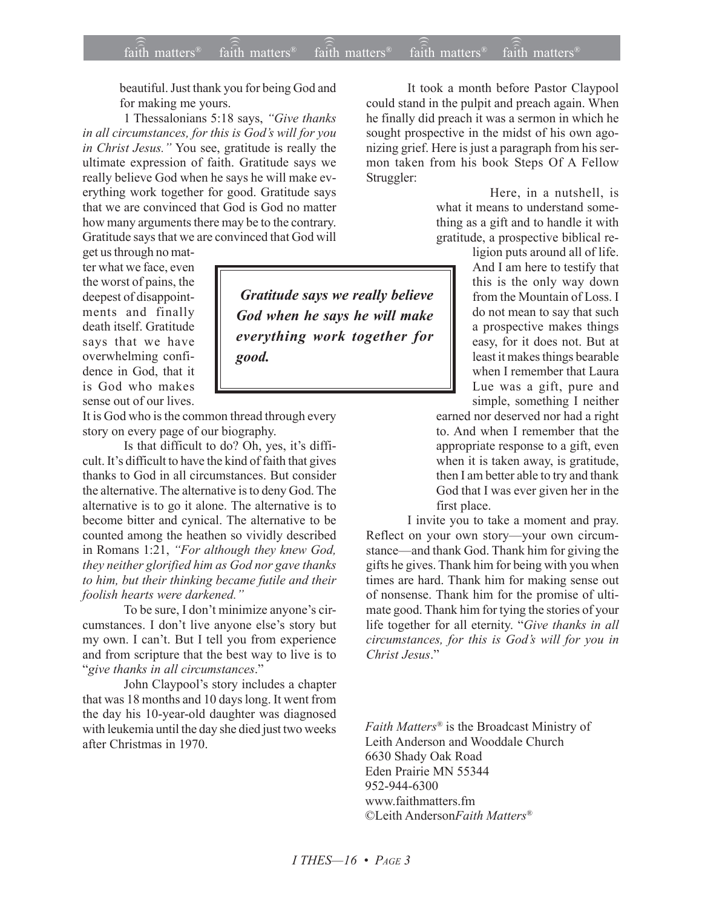beautiful. Just thank you for being God and for making me yours.

1 Thessalonians 5:18 says, *"Give thanks in all circumstances, for this is God's will for you in Christ Jesus."* You see, gratitude is really the ultimate expression of faith. Gratitude says we really believe God when he says he will make everything work together for good. Gratitude says that we are convinced that God is God no matter how many arguments there may be to the contrary. Gratitude says that we are convinced that God will get us through no matter what we face, even the worst of pains, the deepest of disappointments and finally death itself. Gratitude says that we have overwhelming confidence in God, that it is God who makes sense out of our lives. It is God who is the common thread through every story on every page of our biography.

> ***Gratitude says we really believe God when he says he will make everything work together for good.***

Is that difficult to do? Oh, yes, it's difficult. It's difficult to have the kind of faith that gives thanks to God in all circumstances. But consider the alternative. The alternative is to deny God. The alternative is to go it alone. The alternative is to become bitter and cynical. The alternative to be counted among the heathen so vividly described in Romans 1:21, *"For although they knew God, they neither glorified him as God nor gave thanks to him, but their thinking became futile and their foolish hearts were darkened."*

To be sure, I don't minimize anyone's circumstances. I don't live anyone else's story but my own. I can't. But I tell you from experience and from scripture that the best way to live is to "*give thanks in all circumstances*."

John Claypool's story includes a chapter that was 18 months and 10 days long. It went from the day his 10-year-old daughter was diagnosed with leukemia until the day she died just two weeks after Christmas in 1970.

It took a month before Pastor Claypool could stand in the pulpit and preach again. When he finally did preach it was a sermon in which he sought prospective in the midst of his own agonizing grief. Here is just a paragraph from his sermon taken from his book Steps Of A Fellow Struggler:

> Here, in a nutshell, is what it means to understand something as a gift and to handle it with gratitude, a prospective biblical religion puts around all of life. And I am here to testify that this is the only way down from the Mountain of Loss. I do not mean to say that such a prospective makes things easy, for it does not. But at least it makes things bearable when I remember that Laura Lue was a gift, pure and simple, something I neither earned nor deserved nor had a right to. And when I remember that the appropriate response to a gift, even when it is taken away, is gratitude, then I am better able to try and thank God that I was ever given her in the first place.

I invite you to take a moment and pray. Reflect on your own story—your own circumstance—and thank God. Thank him for giving the gifts he gives. Thank him for being with you when times are hard. Thank him for making sense out of nonsense. Thank him for the promise of ultimate good. Thank him for tying the stories of your life together for all eternity. "*Give thanks in all circumstances, for this is God's will for you in Christ Jesus*."

*Faith Matters*® is the Broadcast Ministry of
Leith Anderson and Wooddale Church
6630 Shady Oak Road
Eden Prairie MN 55344
952-944-6300
www.faithmatters.fm
©Leith Anderson*Faith Matters*®